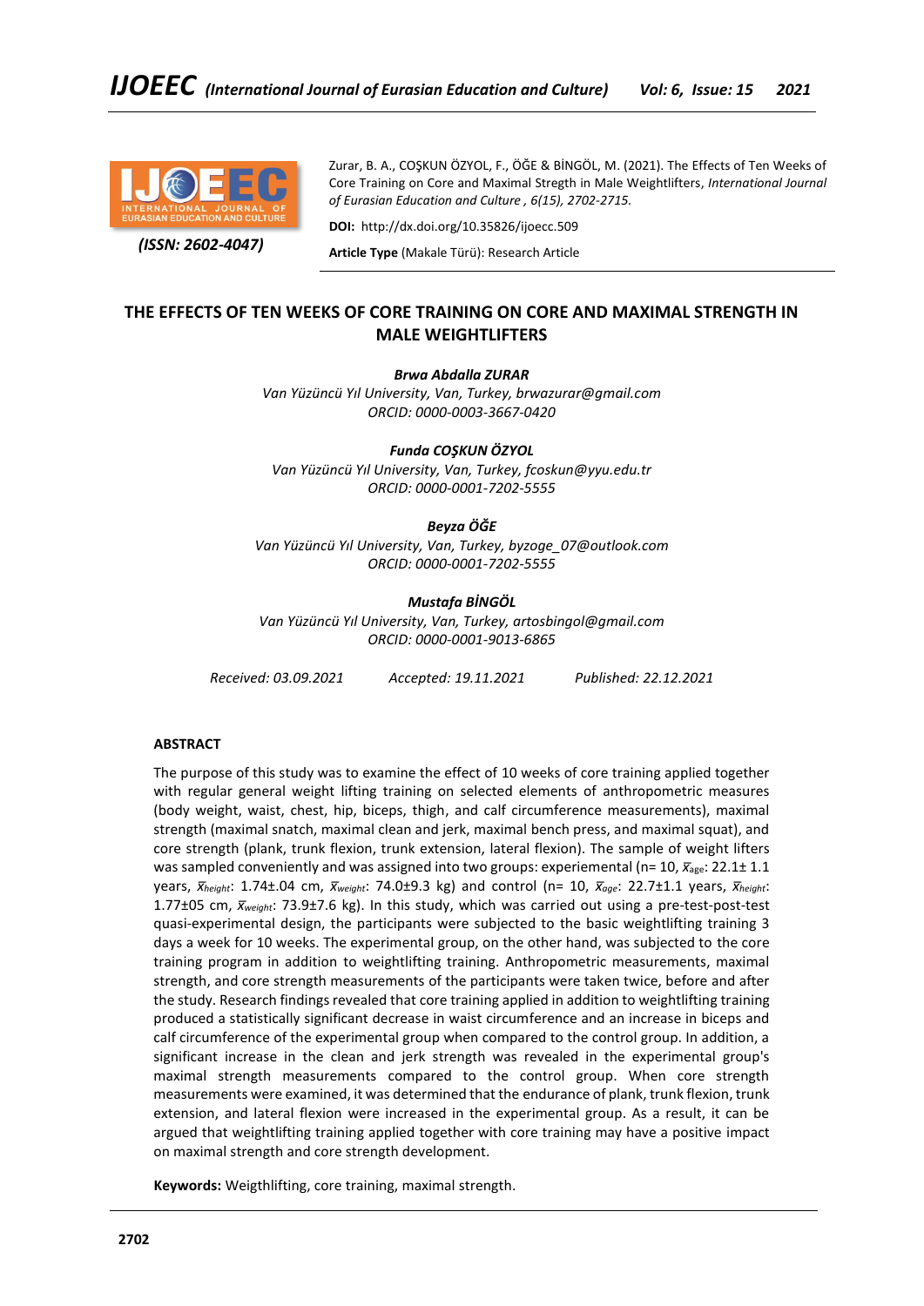Zurar, B. A., COŞKUN ÖZYOL, F., ÖĞE & BİNGÖL, M. (2021). The Effects of Ten Weeks of Core Training on Core and Maximal Stregth in Male Weightlifters, *International Journal of Eurasian Education and Culture , 6(15), 2702-2715.*

**DOI:** http://dx.doi.org/10.35826/ijoecc.509

**Article Type** (Makale Türü): Research Article

*(ISSN: 2602-4047)*

# THE EFFECTS OF TEN WEEKS OF CORE TRAINING ON CORE AND MAXIMAL STRENGTH IN MALE WEIGHTLIFTERS

***Brwa Abdalla ZURAR***
*Van Yüzüncü Yıl University, Van, Turkey, brwazurar@gmail.com*
*ORCID: 0000-0003-3667-0420*

***Funda COŞKUN ÖZYOL***
*Van Yüzüncü Yıl University, Van, Turkey, fcoskun@yyu.edu.tr*
*ORCID: 0000-0001-7202-5555*

***Beyza ÖĞE***
*Van Yüzüncü Yıl University, Van, Turkey, byzoge_07@outlook.com*
*ORCID: 0000-0001-7202-5555*

***Mustafa BİNGÖL***
*Van Yüzüncü Yıl University, Van, Turkey, artosbingol@gmail.com*
*ORCID: 0000-0001-9013-6865*

*Received: 03.09.2021* *Accepted: 19.11.2021* *Published: 22.12.2021*

## ABSTRACT

The purpose of this study was to examine the effect of 10 weeks of core training applied together with regular general weight lifting training on selected elements of anthropometric measures (body weight, waist, chest, hip, biceps, thigh, and calf circumference measurements), maximal strength (maximal snatch, maximal clean and jerk, maximal bench press, and maximal squat), and core strength (plank, trunk flexion, trunk extension, lateral flexion). The sample of weight lifters was sampled conveniently and was assigned into two groups: experimental (n= 10, $\bar{x}_{age}$: 22.1± 1.1 years, $\bar{x}_{height}$: 1.74±.04 cm, $\bar{x}_{weight}$: 74.0±9.3 kg) and control (n= 10, $\bar{x}_{age}$: 22.7±1.1 years, $\bar{x}_{height}$: 1.77±05 cm, $\bar{x}_{weight}$: 73.9±7.6 kg). In this study, which was carried out using a pre-test-post-test quasi-experimental design, the participants were subjected to the basic weightlifting training 3 days a week for 10 weeks. The experimental group, on the other hand, was subjected to the core training program in addition to weightlifting training. Anthropometric measurements, maximal strength, and core strength measurements of the participants were taken twice, before and after the study. Research findings revealed that core training applied in addition to weightlifting training produced a statistically significant decrease in waist circumference and an increase in biceps and calf circumference of the experimental group when compared to the control group. In addition, a significant increase in the clean and jerk strength was revealed in the experimental group's maximal strength measurements compared to the control group. When core strength measurements were examined, it was determined that the endurance of plank, trunk flexion, trunk extension, and lateral flexion were increased in the experimental group. As a result, it can be argued that weightlifting training applied together with core training may have a positive impact on maximal strength and core strength development.

**Keywords:** Weigthlifting, core training, maximal strength.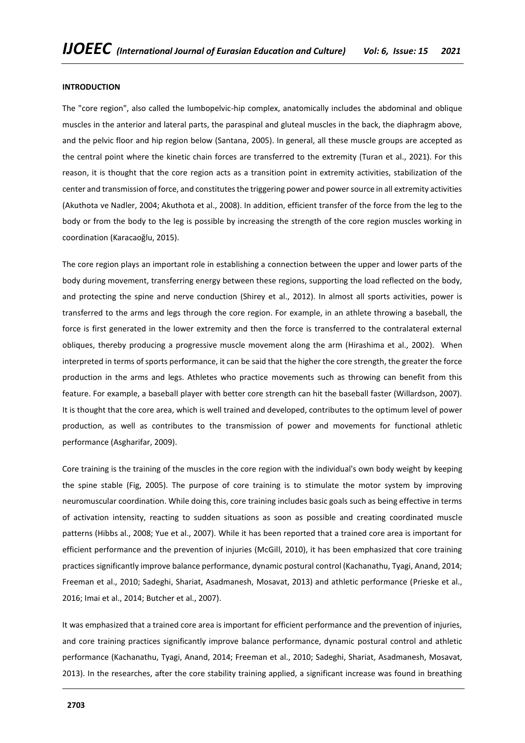**INTRODUCTION**

The "core region", also called the lumbopelvic-hip complex, anatomically includes the abdominal and oblique muscles in the anterior and lateral parts, the paraspinal and gluteal muscles in the back, the diaphragm above, and the pelvic floor and hip region below (Santana, 2005). In general, all these muscle groups are accepted as the central point where the kinetic chain forces are transferred to the extremity (Turan et al., 2021). For this reason, it is thought that the core region acts as a transition point in extremity activities, stabilization of the center and transmission of force, and constitutes the triggering power and power source in all extremity activities (Akuthota ve Nadler, 2004; Akuthota et al., 2008). In addition, efficient transfer of the force from the leg to the body or from the body to the leg is possible by increasing the strength of the core region muscles working in coordination (Karacaoğlu, 2015).

The core region plays an important role in establishing a connection between the upper and lower parts of the body during movement, transferring energy between these regions, supporting the load reflected on the body, and protecting the spine and nerve conduction (Shirey et al., 2012). In almost all sports activities, power is transferred to the arms and legs through the core region. For example, in an athlete throwing a baseball, the force is first generated in the lower extremity and then the force is transferred to the contralateral external obliques, thereby producing a progressive muscle movement along the arm (Hirashima et al., 2002). When interpreted in terms of sports performance, it can be said that the higher the core strength, the greater the force production in the arms and legs. Athletes who practice movements such as throwing can benefit from this feature. For example, a baseball player with better core strength can hit the baseball faster (Willardson, 2007). It is thought that the core area, which is well trained and developed, contributes to the optimum level of power production, as well as contributes to the transmission of power and movements for functional athletic performance (Asgharifar, 2009).

Core training is the training of the muscles in the core region with the individual's own body weight by keeping the spine stable (Fig, 2005). The purpose of core training is to stimulate the motor system by improving neuromuscular coordination. While doing this, core training includes basic goals such as being effective in terms of activation intensity, reacting to sudden situations as soon as possible and creating coordinated muscle patterns (Hibbs al., 2008; Yue et al., 2007). While it has been reported that a trained core area is important for efficient performance and the prevention of injuries (McGill, 2010), it has been emphasized that core training practices significantly improve balance performance, dynamic postural control (Kachanathu, Tyagi, Anand, 2014; Freeman et al., 2010; Sadeghi, Shariat, Asadmanesh, Mosavat, 2013) and athletic performance (Prieske et al., 2016; Imai et al., 2014; Butcher et al., 2007).

It was emphasized that a trained core area is important for efficient performance and the prevention of injuries, and core training practices significantly improve balance performance, dynamic postural control and athletic performance (Kachanathu, Tyagi, Anand, 2014; Freeman et al., 2010; Sadeghi, Shariat, Asadmanesh, Mosavat, 2013). In the researches, after the core stability training applied, a significant increase was found in breathing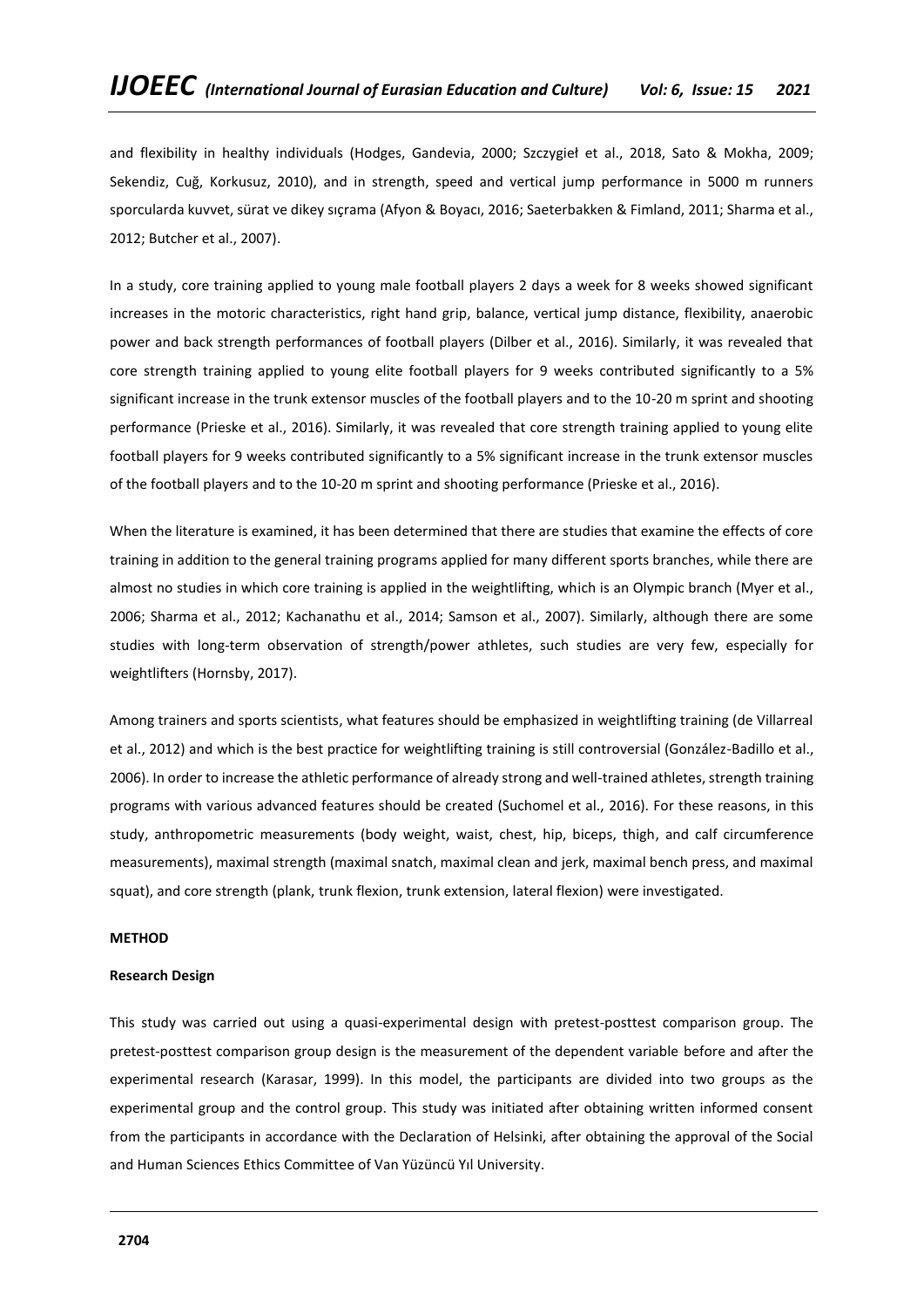and flexibility in healthy individuals (Hodges, Gandevia, 2000; Szczygieł et al., 2018, Sato & Mokha, 2009; Sekendiz, Cuğ, Korkusuz, 2010), and in strength, speed and vertical jump performance in 5000 m runners sporcularda kuvvet, sürat ve dikey sıçrama (Afyon & Boyacı, 2016; Saeterbakken & Fimland, 2011; Sharma et al., 2012; Butcher et al., 2007).

In a study, core training applied to young male football players 2 days a week for 8 weeks showed significant increases in the motoric characteristics, right hand grip, balance, vertical jump distance, flexibility, anaerobic power and back strength performances of football players (Dilber et al., 2016). Similarly, it was revealed that core strength training applied to young elite football players for 9 weeks contributed significantly to a 5% significant increase in the trunk extensor muscles of the football players and to the 10-20 m sprint and shooting performance (Prieske et al., 2016). Similarly, it was revealed that core strength training applied to young elite football players for 9 weeks contributed significantly to a 5% significant increase in the trunk extensor muscles of the football players and to the 10-20 m sprint and shooting performance (Prieske et al., 2016).

When the literature is examined, it has been determined that there are studies that examine the effects of core training in addition to the general training programs applied for many different sports branches, while there are almost no studies in which core training is applied in the weightlifting, which is an Olympic branch (Myer et al., 2006; Sharma et al., 2012; Kachanathu et al., 2014; Samson et al., 2007). Similarly, although there are some studies with long-term observation of strength/power athletes, such studies are very few, especially for weightlifters (Hornsby, 2017).

Among trainers and sports scientists, what features should be emphasized in weightlifting training (de Villarreal et al., 2012) and which is the best practice for weightlifting training is still controversial (González-Badillo et al., 2006). In order to increase the athletic performance of already strong and well-trained athletes, strength training programs with various advanced features should be created (Suchomel et al., 2016). For these reasons, in this study, anthropometric measurements (body weight, waist, chest, hip, biceps, thigh, and calf circumference measurements), maximal strength (maximal snatch, maximal clean and jerk, maximal bench press, and maximal squat), and core strength (plank, trunk flexion, trunk extension, lateral flexion) were investigated.

## METHOD

### Research Design

This study was carried out using a quasi-experimental design with pretest-posttest comparison group. The pretest-posttest comparison group design is the measurement of the dependent variable before and after the experimental research (Karasar, 1999). In this model, the participants are divided into two groups as the experimental group and the control group. This study was initiated after obtaining written informed consent from the participants in accordance with the Declaration of Helsinki, after obtaining the approval of the Social and Human Sciences Ethics Committee of Van Yüzüncü Yıl University.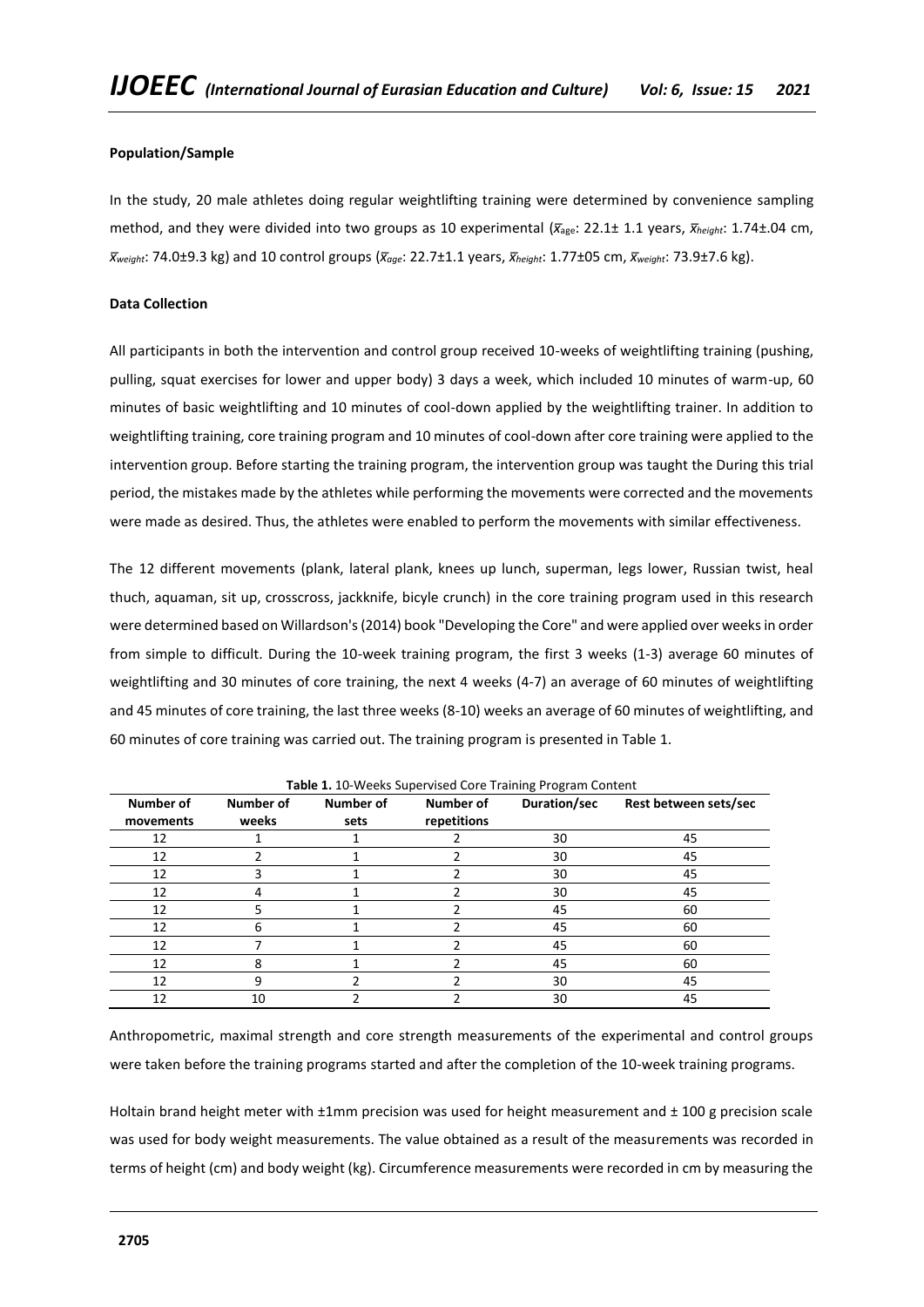**Population/Sample**

In the study, 20 male athletes doing regular weightlifting training were determined by convenience sampling method, and they were divided into two groups as 10 experimental ($\bar{x}_{age}$: 22.1± 1.1 years, $\bar{x}_{height}$: 1.74±.04 cm, $\bar{x}_{weight}$: 74.0±9.3 kg) and 10 control groups ($\bar{x}_{age}$: 22.7±1.1 years, $\bar{x}_{height}$: 1.77±05 cm, $\bar{x}_{weight}$: 73.9±7.6 kg).

**Data Collection**

All participants in both the intervention and control group received 10-weeks of weightlifting training (pushing, pulling, squat exercises for lower and upper body) 3 days a week, which included 10 minutes of warm-up, 60 minutes of basic weightlifting and 10 minutes of cool-down applied by the weightlifting trainer. In addition to weightlifting training, core training program and 10 minutes of cool-down after core training were applied to the intervention group. Before starting the training program, the intervention group was taught the During this trial period, the mistakes made by the athletes while performing the movements were corrected and the movements were made as desired. Thus, the athletes were enabled to perform the movements with similar effectiveness.

The 12 different movements (plank, lateral plank, knees up lunch, superman, legs lower, Russian twist, heal thuch, aquaman, sit up, crosscross, jackknife, bicyle crunch) in the core training program used in this research were determined based on Willardson's (2014) book "Developing the Core" and were applied over weeks in order from simple to difficult. During the 10-week training program, the first 3 weeks (1-3) average 60 minutes of weightlifting and 30 minutes of core training, the next 4 weeks (4-7) an average of 60 minutes of weightlifting and 45 minutes of core training, the last three weeks (8-10) weeks an average of 60 minutes of weightlifting, and 60 minutes of core training was carried out. The training program is presented in Table 1.

**Table 1.** 10-Weeks Supervised Core Training Program Content

| Number of movements | Number of weeks | Number of sets | Number of repetitions | Duration/sec | Rest between sets/sec |
|---|---|---|---|---|---|
| 12 | 1 | 1 | 2 | 30 | 45 |
| 12 | 2 | 1 | 2 | 30 | 45 |
| 12 | 3 | 1 | 2 | 30 | 45 |
| 12 | 4 | 1 | 2 | 30 | 45 |
| 12 | 5 | 1 | 2 | 45 | 60 |
| 12 | 6 | 1 | 2 | 45 | 60 |
| 12 | 7 | 1 | 2 | 45 | 60 |
| 12 | 8 | 1 | 2 | 45 | 60 |
| 12 | 9 | 2 | 2 | 30 | 45 |
| 12 | 10 | 2 | 2 | 30 | 45 |

Anthropometric, maximal strength and core strength measurements of the experimental and control groups were taken before the training programs started and after the completion of the 10-week training programs.

Holtain brand height meter with ±1mm precision was used for height measurement and ± 100 g precision scale was used for body weight measurements. The value obtained as a result of the measurements was recorded in terms of height (cm) and body weight (kg). Circumference measurements were recorded in cm by measuring the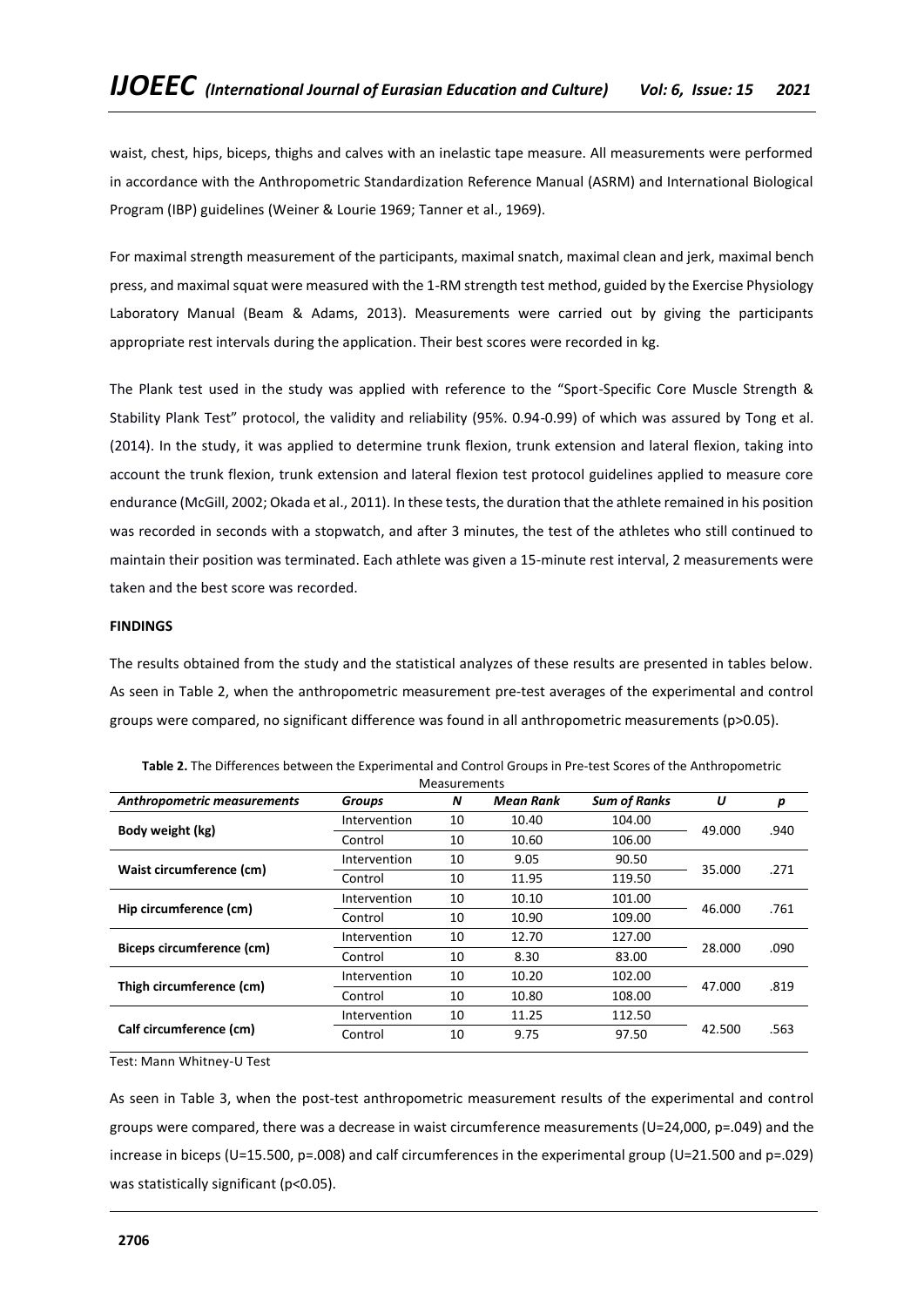waist, chest, hips, biceps, thighs and calves with an inelastic tape measure. All measurements were performed in accordance with the Anthropometric Standardization Reference Manual (ASRM) and International Biological Program (IBP) guidelines (Weiner & Lourie 1969; Tanner et al., 1969).

For maximal strength measurement of the participants, maximal snatch, maximal clean and jerk, maximal bench press, and maximal squat were measured with the 1-RM strength test method, guided by the Exercise Physiology Laboratory Manual (Beam & Adams, 2013). Measurements were carried out by giving the participants appropriate rest intervals during the application. Their best scores were recorded in kg.

The Plank test used in the study was applied with reference to the "Sport-Specific Core Muscle Strength & Stability Plank Test" protocol, the validity and reliability (95%. 0.94-0.99) of which was assured by Tong et al. (2014). In the study, it was applied to determine trunk flexion, trunk extension and lateral flexion, taking into account the trunk flexion, trunk extension and lateral flexion test protocol guidelines applied to measure core endurance (McGill, 2002; Okada et al., 2011). In these tests, the duration that the athlete remained in his position was recorded in seconds with a stopwatch, and after 3 minutes, the test of the athletes who still continued to maintain their position was terminated. Each athlete was given a 15-minute rest interval, 2 measurements were taken and the best score was recorded.

## FINDINGS

The results obtained from the study and the statistical analyzes of these results are presented in tables below. As seen in Table 2, when the anthropometric measurement pre-test averages of the experimental and control groups were compared, no significant difference was found in all anthropometric measurements (p>0.05).

**Table 2.** The Differences between the Experimental and Control Groups in Pre-test Scores of the Anthropometric Measurements

| *Anthropometric measurements* | *Groups* | *N* | *Mean Rank* | *Sum of Ranks* | *U* | *p* |
|---|---|---|---|---|---|---|
| **Body weight (kg)** | Intervention | 10 | 10.40 | 104.00 | 49.000 | .940 |
| | Control | 10 | 10.60 | 106.00 | | |
| **Waist circumference (cm)** | Intervention | 10 | 9.05 | 90.50 | 35.000 | .271 |
| | Control | 10 | 11.95 | 119.50 | | |
| **Hip circumference (cm)** | Intervention | 10 | 10.10 | 101.00 | 46.000 | .761 |
| | Control | 10 | 10.90 | 109.00 | | |
| **Biceps circumference (cm)** | Intervention | 10 | 12.70 | 127.00 | 28.000 | .090 |
| | Control | 10 | 8.30 | 83.00 | | |
| **Thigh circumference (cm)** | Intervention | 10 | 10.20 | 102.00 | 47.000 | .819 |
| | Control | 10 | 10.80 | 108.00 | | |
| **Calf circumference (cm)** | Intervention | 10 | 11.25 | 112.50 | 42.500 | .563 |
| | Control | 10 | 9.75 | 97.50 | | |

Test: Mann Whitney-U Test

As seen in Table 3, when the post-test anthropometric measurement results of the experimental and control groups were compared, there was a decrease in waist circumference measurements (U=24,000, p=.049) and the increase in biceps (U=15.500, p=.008) and calf circumferences in the experimental group (U=21.500 and p=.029) was statistically significant (p<0.05).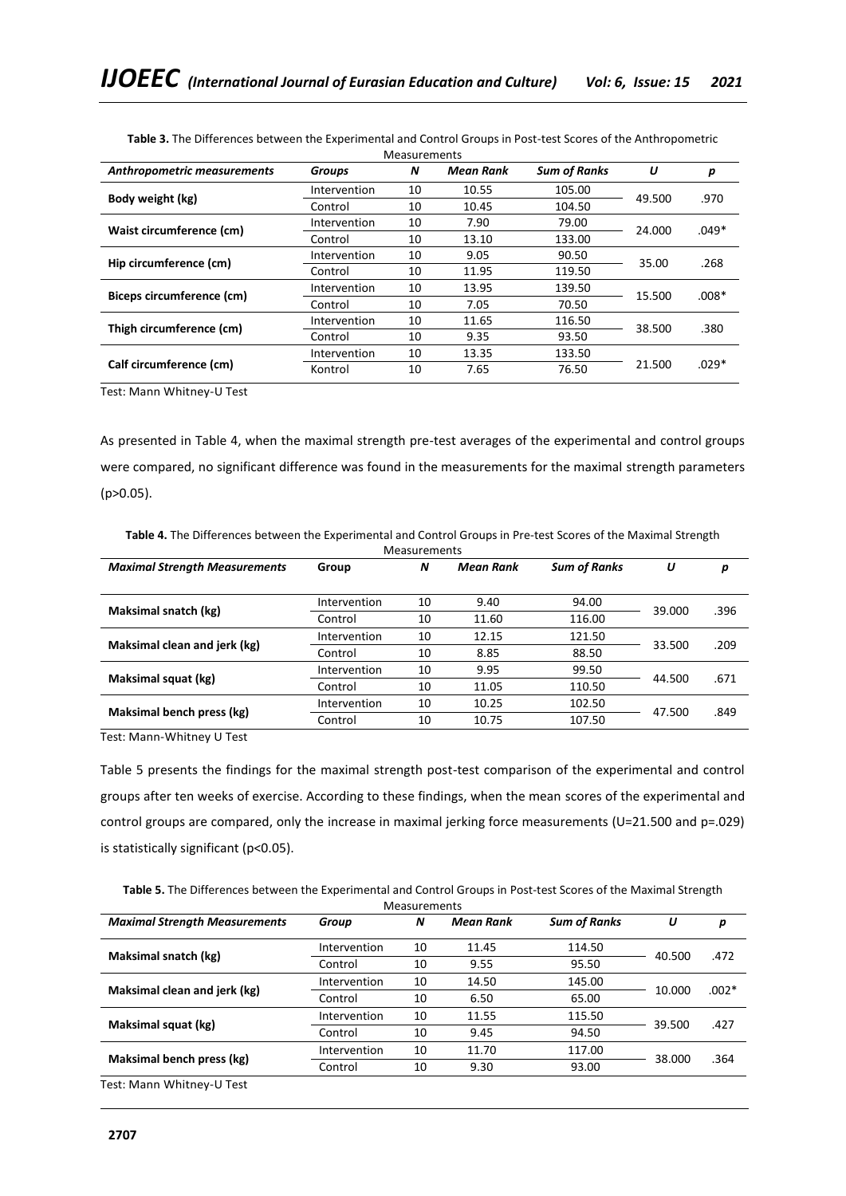**Table 3.** The Differences between the Experimental and Control Groups in Post-test Scores of the Anthropometric Measurements

| *Anthropometric measurements* | *Groups* | *N* | *Mean Rank* | *Sum of Ranks* | *U* | *p* |
|---|---|---|---|---|---|---|
| **Body weight (kg)** | Intervention | 10 | 10.55 | 105.00 | 49.500 | .970 |
| | Control | 10 | 10.45 | 104.50 | | |
| **Waist circumference (cm)** | Intervention | 10 | 7.90 | 79.00 | 24.000 | .049* |
| | Control | 10 | 13.10 | 133.00 | | |
| **Hip circumference (cm)** | Intervention | 10 | 9.05 | 90.50 | 35.00 | .268 |
| | Control | 10 | 11.95 | 119.50 | | |
| **Biceps circumference (cm)** | Intervention | 10 | 13.95 | 139.50 | 15.500 | .008* |
| | Control | 10 | 7.05 | 70.50 | | |
| **Thigh circumference (cm)** | Intervention | 10 | 11.65 | 116.50 | 38.500 | .380 |
| | Control | 10 | 9.35 | 93.50 | | |
| **Calf circumference (cm)** | Intervention | 10 | 13.35 | 133.50 | 21.500 | .029* |
| | Kontrol | 10 | 7.65 | 76.50 | | |

Test: Mann Whitney-U Test

As presented in Table 4, when the maximal strength pre-test averages of the experimental and control groups were compared, no significant difference was found in the measurements for the maximal strength parameters ($p>0.05$).

**Table 4.** The Differences between the Experimental and Control Groups in Pre-test Scores of the Maximal Strength Measurements

| *Maximal Strength Measurements* | Group | *N* | *Mean Rank* | *Sum of Ranks* | *U* | *p* |
|---|---|---|---|---|---|---|
| **Maksimal snatch (kg)** | Intervention | 10 | 9.40 | 94.00 | 39.000 | .396 |
| | Control | 10 | 11.60 | 116.00 | | |
| **Maksimal clean and jerk (kg)** | Intervention | 10 | 12.15 | 121.50 | 33.500 | .209 |
| | Control | 10 | 8.85 | 88.50 | | |
| **Maksimal squat (kg)** | Intervention | 10 | 9.95 | 99.50 | 44.500 | .671 |
| | Control | 10 | 11.05 | 110.50 | | |
| **Maksimal bench press (kg)** | Intervention | 10 | 10.25 | 102.50 | 47.500 | .849 |
| | Control | 10 | 10.75 | 107.50 | | |

Test: Mann-Whitney U Test

Table 5 presents the findings for the maximal strength post-test comparison of the experimental and control groups after ten weeks of exercise. According to these findings, when the mean scores of the experimental and control groups are compared, only the increase in maximal jerking force measurements ($U=21.500$ and $p=.029$) is statistically significant ($p<0.05$).

**Table 5.** The Differences between the Experimental and Control Groups in Post-test Scores of the Maximal Strength Measurements

| *Maximal Strength Measurements* | *Group* | *N* | *Mean Rank* | *Sum of Ranks* | *U* | *p* |
|---|---|---|---|---|---|---|
| **Maksimal snatch (kg)** | Intervention | 10 | 11.45 | 114.50 | 40.500 | .472 |
| | Control | 10 | 9.55 | 95.50 | | |
| **Maksimal clean and jerk (kg)** | Intervention | 10 | 14.50 | 145.00 | 10.000 | .002* |
| | Control | 10 | 6.50 | 65.00 | | |
| **Maksimal squat (kg)** | Intervention | 10 | 11.55 | 115.50 | 39.500 | .427 |
| | Control | 10 | 9.45 | 94.50 | | |
| **Maksimal bench press (kg)** | Intervention | 10 | 11.70 | 117.00 | 38.000 | .364 |
| | Control | 10 | 9.30 | 93.00 | | |

Test: Mann Whitney-U Test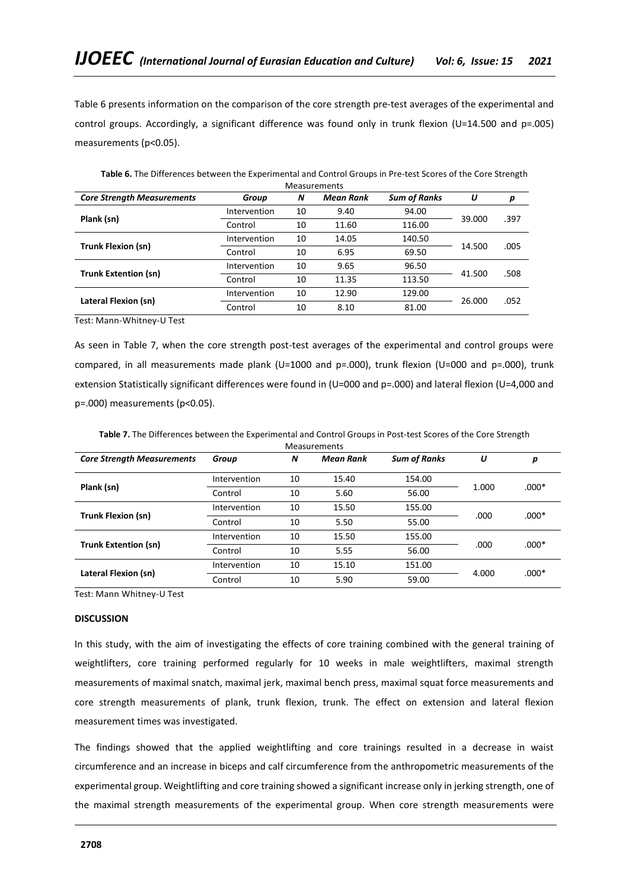Table 6 presents information on the comparison of the core strength pre-test averages of the experimental and control groups. Accordingly, a significant difference was found only in trunk flexion (U=14.500 and p=.005) measurements (p<0.05).

**Table 6.** The Differences between the Experimental and Control Groups in Pre-test Scores of the Core Strength Measurements

| *Core Strength Measurements* | *Group* | *N* | *Mean Rank* | *Sum of Ranks* | *U* | *p* |
|---|---|---|---|---|---|---|
| **Plank (sn)** | Intervention | 10 | 9.40 | 94.00 | 39.000 | .397 |
| | Control | 10 | 11.60 | 116.00 | | |
| **Trunk Flexion (sn)** | Intervention | 10 | 14.05 | 140.50 | 14.500 | .005 |
| | Control | 10 | 6.95 | 69.50 | | |
| **Trunk Extention (sn)** | Intervention | 10 | 9.65 | 96.50 | 41.500 | .508 |
| | Control | 10 | 11.35 | 113.50 | | |
| **Lateral Flexion (sn)** | Intervention | 10 | 12.90 | 129.00 | 26.000 | .052 |
| | Control | 10 | 8.10 | 81.00 | | |

Test: Mann-Whitney-U Test

As seen in Table 7, when the core strength post-test averages of the experimental and control groups were compared, in all measurements made plank (U=1000 and p=.000), trunk flexion (U=000 and p=.000), trunk extension Statistically significant differences were found in (U=000 and p=.000) and lateral flexion (U=4,000 and p=.000) measurements (p<0.05).

**Table 7.** The Differences between the Experimental and Control Groups in Post-test Scores of the Core Strength Measurements

| *Core Strength Measurements* | *Group* | *N* | *Mean Rank* | *Sum of Ranks* | *U* | *p* |
|---|---|---|---|---|---|---|
| **Plank (sn)** | Intervention | 10 | 15.40 | 154.00 | 1.000 | .000* |
| | Control | 10 | 5.60 | 56.00 | | |
| **Trunk Flexion (sn)** | Intervention | 10 | 15.50 | 155.00 | .000 | .000* |
| | Control | 10 | 5.50 | 55.00 | | |
| **Trunk Extention (sn)** | Intervention | 10 | 15.50 | 155.00 | .000 | .000* |
| | Control | 10 | 5.55 | 56.00 | | |
| **Lateral Flexion (sn)** | Intervention | 10 | 15.10 | 151.00 | 4.000 | .000* |
| | Control | 10 | 5.90 | 59.00 | | |

Test: Mann Whitney-U Test

## DISCUSSION

In this study, with the aim of investigating the effects of core training combined with the general training of weightlifters, core training performed regularly for 10 weeks in male weightlifters, maximal strength measurements of maximal snatch, maximal jerk, maximal bench press, maximal squat force measurements and core strength measurements of plank, trunk flexion, trunk. The effect on extension and lateral flexion measurement times was investigated.

The findings showed that the applied weightlifting and core trainings resulted in a decrease in waist circumference and an increase in biceps and calf circumference from the anthropometric measurements of the experimental group. Weightlifting and core training showed a significant increase only in jerking strength, one of the maximal strength measurements of the experimental group. When core strength measurements were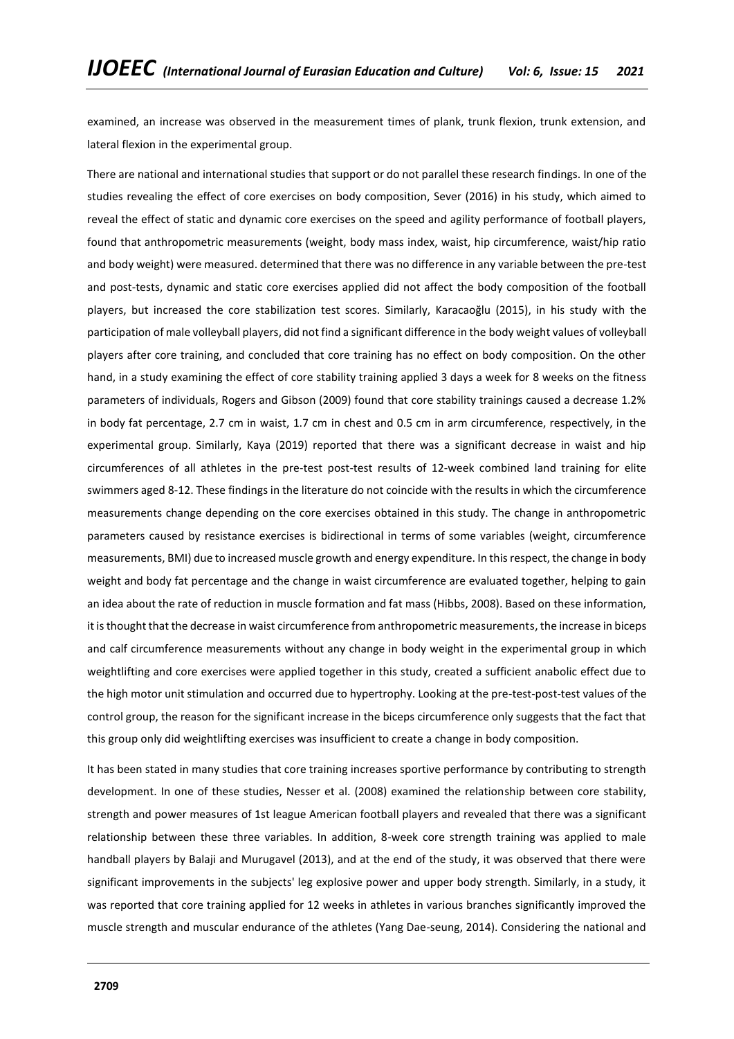examined, an increase was observed in the measurement times of plank, trunk flexion, trunk extension, and lateral flexion in the experimental group.

There are national and international studies that support or do not parallel these research findings. In one of the studies revealing the effect of core exercises on body composition, Sever (2016) in his study, which aimed to reveal the effect of static and dynamic core exercises on the speed and agility performance of football players, found that anthropometric measurements (weight, body mass index, waist, hip circumference, waist/hip ratio and body weight) were measured. determined that there was no difference in any variable between the pre-test and post-tests, dynamic and static core exercises applied did not affect the body composition of the football players, but increased the core stabilization test scores. Similarly, Karacaoğlu (2015), in his study with the participation of male volleyball players, did not find a significant difference in the body weight values of volleyball players after core training, and concluded that core training has no effect on body composition. On the other hand, in a study examining the effect of core stability training applied 3 days a week for 8 weeks on the fitness parameters of individuals, Rogers and Gibson (2009) found that core stability trainings caused a decrease 1.2% in body fat percentage, 2.7 cm in waist, 1.7 cm in chest and 0.5 cm in arm circumference, respectively, in the experimental group. Similarly, Kaya (2019) reported that there was a significant decrease in waist and hip circumferences of all athletes in the pre-test post-test results of 12-week combined land training for elite swimmers aged 8-12. These findings in the literature do not coincide with the results in which the circumference measurements change depending on the core exercises obtained in this study. The change in anthropometric parameters caused by resistance exercises is bidirectional in terms of some variables (weight, circumference measurements, BMI) due to increased muscle growth and energy expenditure. In this respect, the change in body weight and body fat percentage and the change in waist circumference are evaluated together, helping to gain an idea about the rate of reduction in muscle formation and fat mass (Hibbs, 2008). Based on these information, it is thought that the decrease in waist circumference from anthropometric measurements, the increase in biceps and calf circumference measurements without any change in body weight in the experimental group in which weightlifting and core exercises were applied together in this study, created a sufficient anabolic effect due to the high motor unit stimulation and occurred due to hypertrophy. Looking at the pre-test-post-test values of the control group, the reason for the significant increase in the biceps circumference only suggests that the fact that this group only did weightlifting exercises was insufficient to create a change in body composition.

It has been stated in many studies that core training increases sportive performance by contributing to strength development. In one of these studies, Nesser et al. (2008) examined the relationship between core stability, strength and power measures of 1st league American football players and revealed that there was a significant relationship between these three variables. In addition, 8-week core strength training was applied to male handball players by Balaji and Murugavel (2013), and at the end of the study, it was observed that there were significant improvements in the subjects' leg explosive power and upper body strength. Similarly, in a study, it was reported that core training applied for 12 weeks in athletes in various branches significantly improved the muscle strength and muscular endurance of the athletes (Yang Dae-seung, 2014). Considering the national and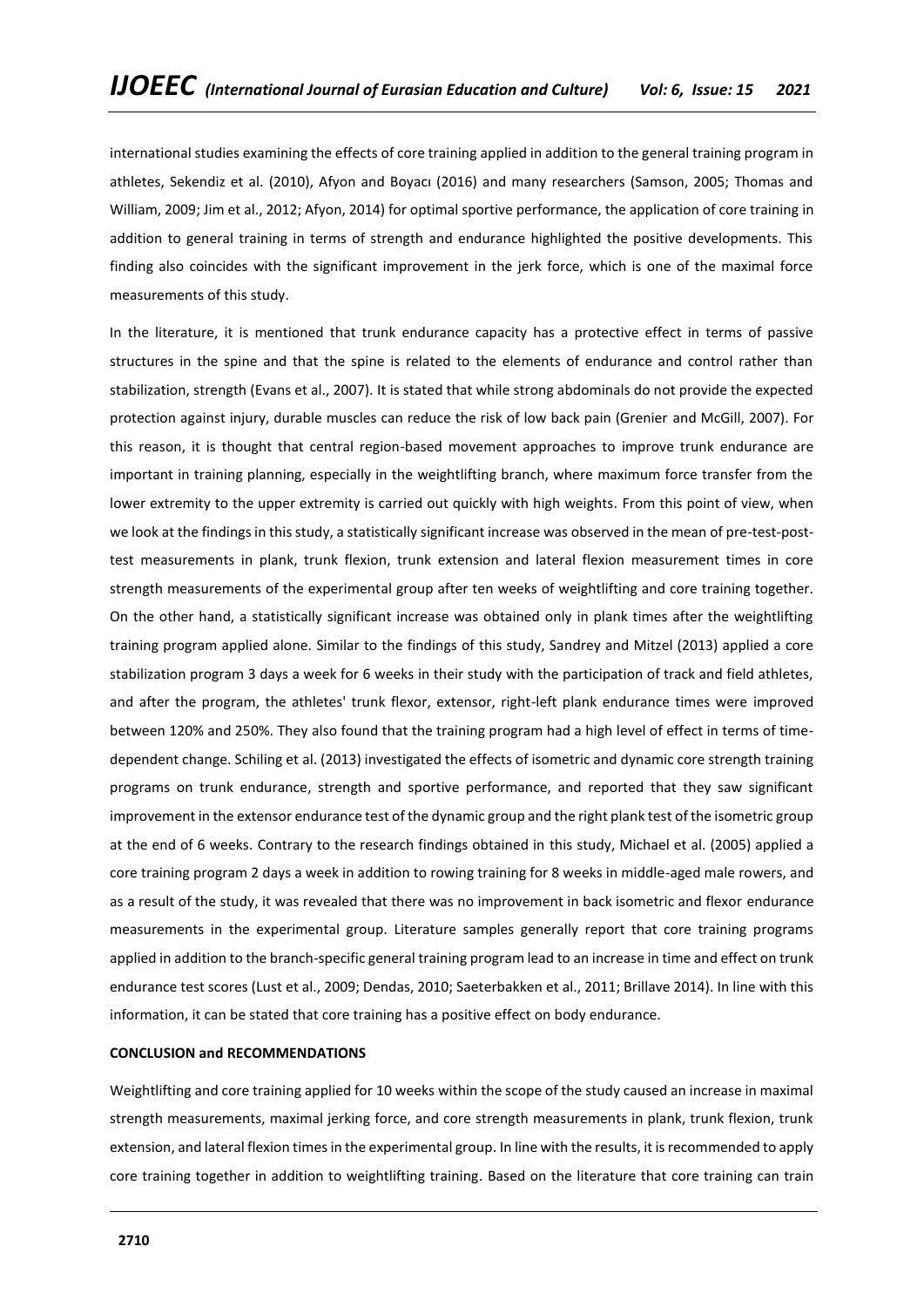international studies examining the effects of core training applied in addition to the general training program in athletes, Sekendiz et al. (2010), Afyon and Boyacı (2016) and many researchers (Samson, 2005; Thomas and William, 2009; Jim et al., 2012; Afyon, 2014) for optimal sportive performance, the application of core training in addition to general training in terms of strength and endurance highlighted the positive developments. This finding also coincides with the significant improvement in the jerk force, which is one of the maximal force measurements of this study.

In the literature, it is mentioned that trunk endurance capacity has a protective effect in terms of passive structures in the spine and that the spine is related to the elements of endurance and control rather than stabilization, strength (Evans et al., 2007). It is stated that while strong abdominals do not provide the expected protection against injury, durable muscles can reduce the risk of low back pain (Grenier and McGill, 2007). For this reason, it is thought that central region-based movement approaches to improve trunk endurance are important in training planning, especially in the weightlifting branch, where maximum force transfer from the lower extremity to the upper extremity is carried out quickly with high weights. From this point of view, when we look at the findings in this study, a statistically significant increase was observed in the mean of pre-test-post-test measurements in plank, trunk flexion, trunk extension and lateral flexion measurement times in core strength measurements of the experimental group after ten weeks of weightlifting and core training together. On the other hand, a statistically significant increase was obtained only in plank times after the weightlifting training program applied alone. Similar to the findings of this study, Sandrey and Mitzel (2013) applied a core stabilization program 3 days a week for 6 weeks in their study with the participation of track and field athletes, and after the program, the athletes' trunk flexor, extensor, right-left plank endurance times were improved between 120% and 250%. They also found that the training program had a high level of effect in terms of time-dependent change. Schiling et al. (2013) investigated the effects of isometric and dynamic core strength training programs on trunk endurance, strength and sportive performance, and reported that they saw significant improvement in the extensor endurance test of the dynamic group and the right plank test of the isometric group at the end of 6 weeks. Contrary to the research findings obtained in this study, Michael et al. (2005) applied a core training program 2 days a week in addition to rowing training for 8 weeks in middle-aged male rowers, and as a result of the study, it was revealed that there was no improvement in back isometric and flexor endurance measurements in the experimental group. Literature samples generally report that core training programs applied in addition to the branch-specific general training program lead to an increase in time and effect on trunk endurance test scores (Lust et al., 2009; Dendas, 2010; Saeterbakken et al., 2011; Brillave 2014). In line with this information, it can be stated that core training has a positive effect on body endurance.

## CONCLUSION and RECOMMENDATIONS

Weightlifting and core training applied for 10 weeks within the scope of the study caused an increase in maximal strength measurements, maximal jerking force, and core strength measurements in plank, trunk flexion, trunk extension, and lateral flexion times in the experimental group. In line with the results, it is recommended to apply core training together in addition to weightlifting training. Based on the literature that core training can train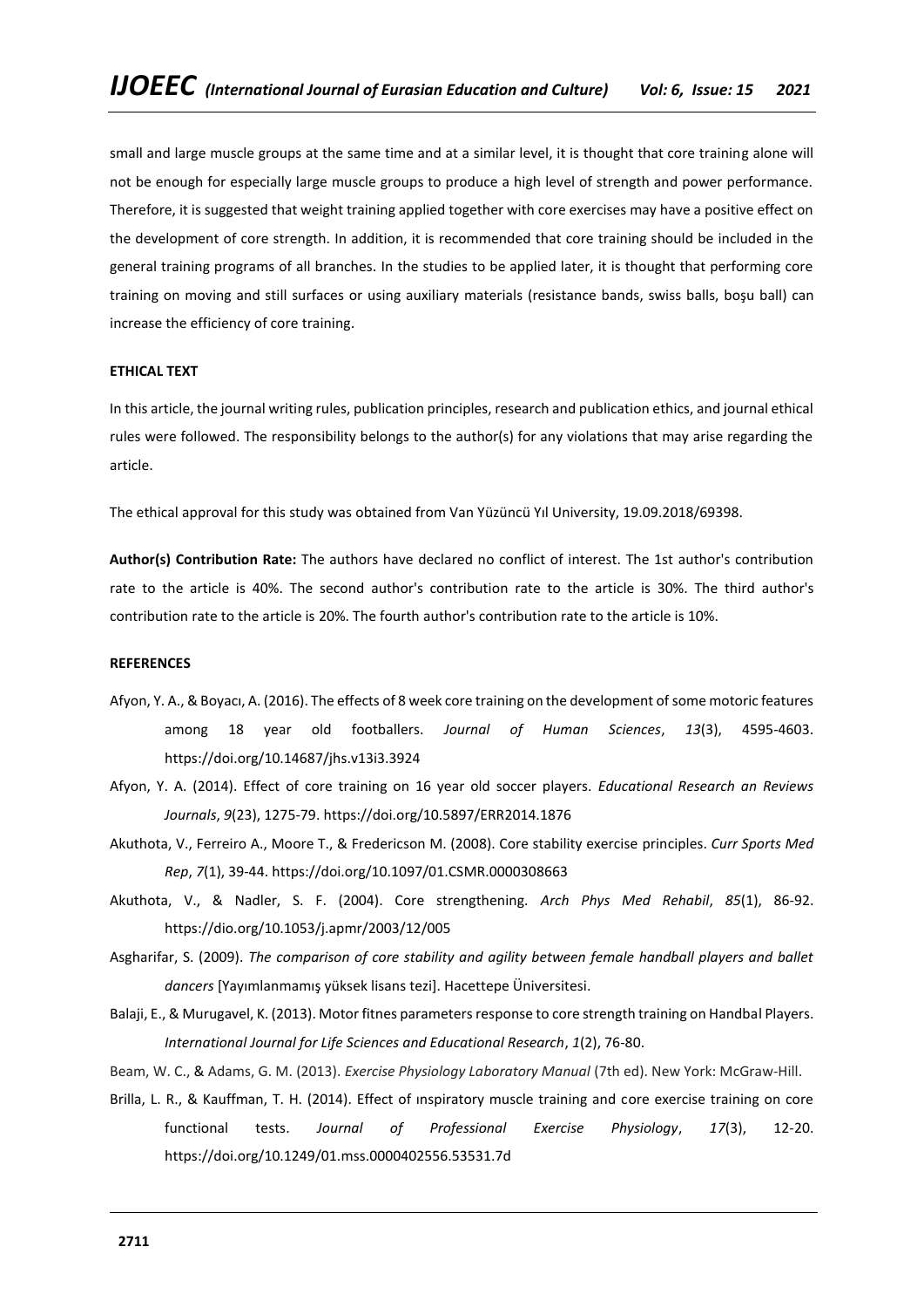small and large muscle groups at the same time and at a similar level, it is thought that core training alone will not be enough for especially large muscle groups to produce a high level of strength and power performance. Therefore, it is suggested that weight training applied together with core exercises may have a positive effect on the development of core strength. In addition, it is recommended that core training should be included in the general training programs of all branches. In the studies to be applied later, it is thought that performing core training on moving and still surfaces or using auxiliary materials (resistance bands, swiss balls, boşu ball) can increase the efficiency of core training.

**ETHICAL TEXT**

In this article, the journal writing rules, publication principles, research and publication ethics, and journal ethical rules were followed. The responsibility belongs to the author(s) for any violations that may arise regarding the article.

The ethical approval for this study was obtained from Van Yüzüncü Yıl University, 19.09.2018/69398.

**Author(s) Contribution Rate:** The authors have declared no conflict of interest. The 1st author's contribution rate to the article is 40%. The second author's contribution rate to the article is 30%. The third author's contribution rate to the article is 20%. The fourth author's contribution rate to the article is 10%.

**REFERENCES**

Afyon, Y. A., & Boyacı, A. (2016). The effects of 8 week core training on the development of some motoric features among 18 year old footballers. *Journal of Human Sciences*, *13*(3), 4595-4603. https://doi.org/10.14687/jhs.v13i3.3924

Afyon, Y. A. (2014). Effect of core training on 16 year old soccer players. *Educational Research an Reviews Journals*, *9*(23), 1275-79. https://doi.org/10.5897/ERR2014.1876

Akuthota, V., Ferreiro A., Moore T., & Fredericson M. (2008). Core stability exercise principles. *Curr Sports Med Rep*, *7*(1), 39-44. https://doi.org/10.1097/01.CSMR.0000308663

Akuthota, V., & Nadler, S. F. (2004). Core strengthening. *Arch Phys Med Rehabil*, *85*(1), 86-92. https://dio.org/10.1053/j.apmr/2003/12/005

Asgharifar, S. (2009). *The comparison of core stability and agility between female handball players and ballet dancers* [Yayımlanmamış yüksek lisans tezi]. Hacettepe Üniversitesi.

Balaji, E., & Murugavel, K. (2013). Motor fitnes parameters response to core strength training on Handbal Players. *International Journal for Life Sciences and Educational Research*, *1*(2), 76-80.

Beam, W. C., & Adams, G. M. (2013). *Exercise Physiology Laboratory Manual* (7th ed). New York: McGraw-Hill.

Brilla, L. R., & Kauffman, T. H. (2014). Effect of ınspiratory muscle training and core exercise training on core functional tests. *Journal of Professional Exercise Physiology*, *17*(3), 12-20. https://doi.org/10.1249/01.mss.0000402556.53531.7d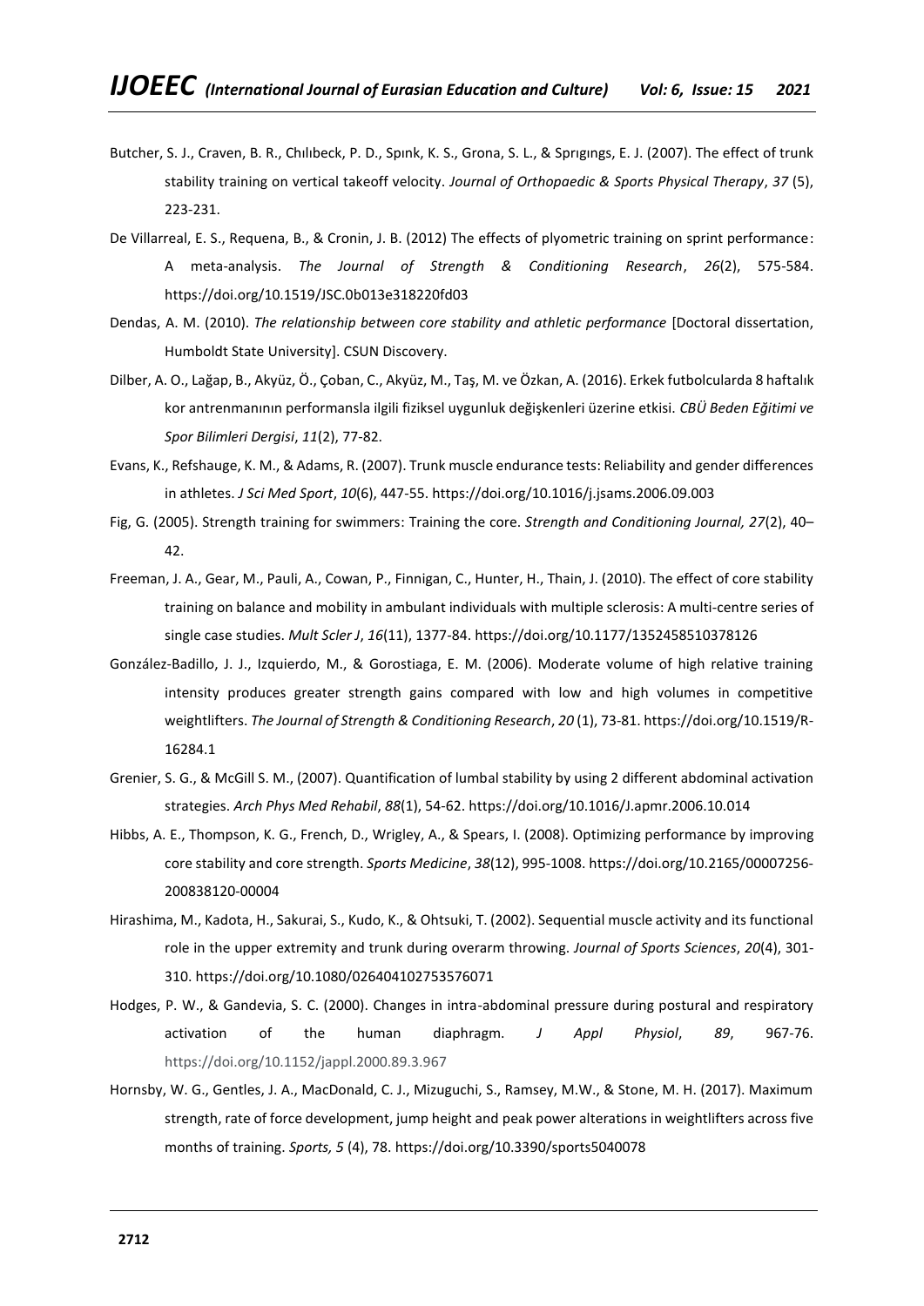Butcher, S. J., Craven, B. R., Chılıbeck, P. D., Spınk, K. S., Grona, S. L., & Sprıgıngs, E. J. (2007). The effect of trunk stability training on vertical takeoff velocity. *Journal of Orthopaedic & Sports Physical Therapy*, *37* (5), 223-231.

De Villarreal, E. S., Requena, B., & Cronin, J. B. (2012) The effects of plyometric training on sprint performance: A meta-analysis. *The Journal of Strength & Conditioning Research*, *26*(2), 575-584. https://doi.org/10.1519/JSC.0b013e318220fd03

Dendas, A. M. (2010). *The relationship between core stability and athletic performance* [Doctoral dissertation, Humboldt State University]. CSUN Discovery.

Dilber, A. O., Lağap, B., Akyüz, Ö., Çoban, C., Akyüz, M., Taş, M. ve Özkan, A. (2016). Erkek futbolcularda 8 haftalık kor antrenmanının performansla ilgili fiziksel uygunluk değişkenleri üzerine etkisi. *CBÜ Beden Eğitimi ve Spor Bilimleri Dergisi*, *11*(2), 77-82.

Evans, K., Refshauge, K. M., & Adams, R. (2007). Trunk muscle endurance tests: Reliability and gender differences in athletes. *J Sci Med Sport*, *10*(6), 447-55. https://doi.org/10.1016/j.jsams.2006.09.003

Fig, G. (2005). Strength training for swimmers: Training the core. *Strength and Conditioning Journal, 27*(2), 40–42.

Freeman, J. A., Gear, M., Pauli, A., Cowan, P., Finnigan, C., Hunter, H., Thain, J. (2010). The effect of core stability training on balance and mobility in ambulant individuals with multiple sclerosis: A multi-centre series of single case studies. *Mult Scler J*, *16*(11), 1377-84. https://doi.org/10.1177/1352458510378126

González-Badillo, J. J., Izquierdo, M., & Gorostiaga, E. M. (2006). Moderate volume of high relative training intensity produces greater strength gains compared with low and high volumes in competitive weightlifters. *The Journal of Strength & Conditioning Research*, *20* (1), 73-81. https://doi.org/10.1519/R-16284.1

Grenier, S. G., & McGill S. M., (2007). Quantification of lumbal stability by using 2 different abdominal activation strategies. *Arch Phys Med Rehabil*, *88*(1), 54-62. https://doi.org/10.1016/J.apmr.2006.10.014

Hibbs, A. E., Thompson, K. G., French, D., Wrigley, A., & Spears, I. (2008). Optimizing performance by improving core stability and core strength. *Sports Medicine*, *38*(12), 995-1008. https://doi.org/10.2165/00007256-200838120-00004

Hirashima, M., Kadota, H., Sakurai, S., Kudo, K., & Ohtsuki, T. (2002). Sequential muscle activity and its functional role in the upper extremity and trunk during overarm throwing. *Journal of Sports Sciences*, *20*(4), 301-310. https://doi.org/10.1080/026404102753576071

Hodges, P. W., & Gandevia, S. C. (2000). Changes in intra-abdominal pressure during postural and respiratory activation of the human diaphragm. *J Appl Physiol*, *89*, 967-76. https://doi.org/10.1152/jappl.2000.89.3.967

Hornsby, W. G., Gentles, J. A., MacDonald, C. J., Mizuguchi, S., Ramsey, M.W., & Stone, M. H. (2017). Maximum strength, rate of force development, jump height and peak power alterations in weightlifters across five months of training. *Sports, 5* (4), 78. https://doi.org/10.3390/sports5040078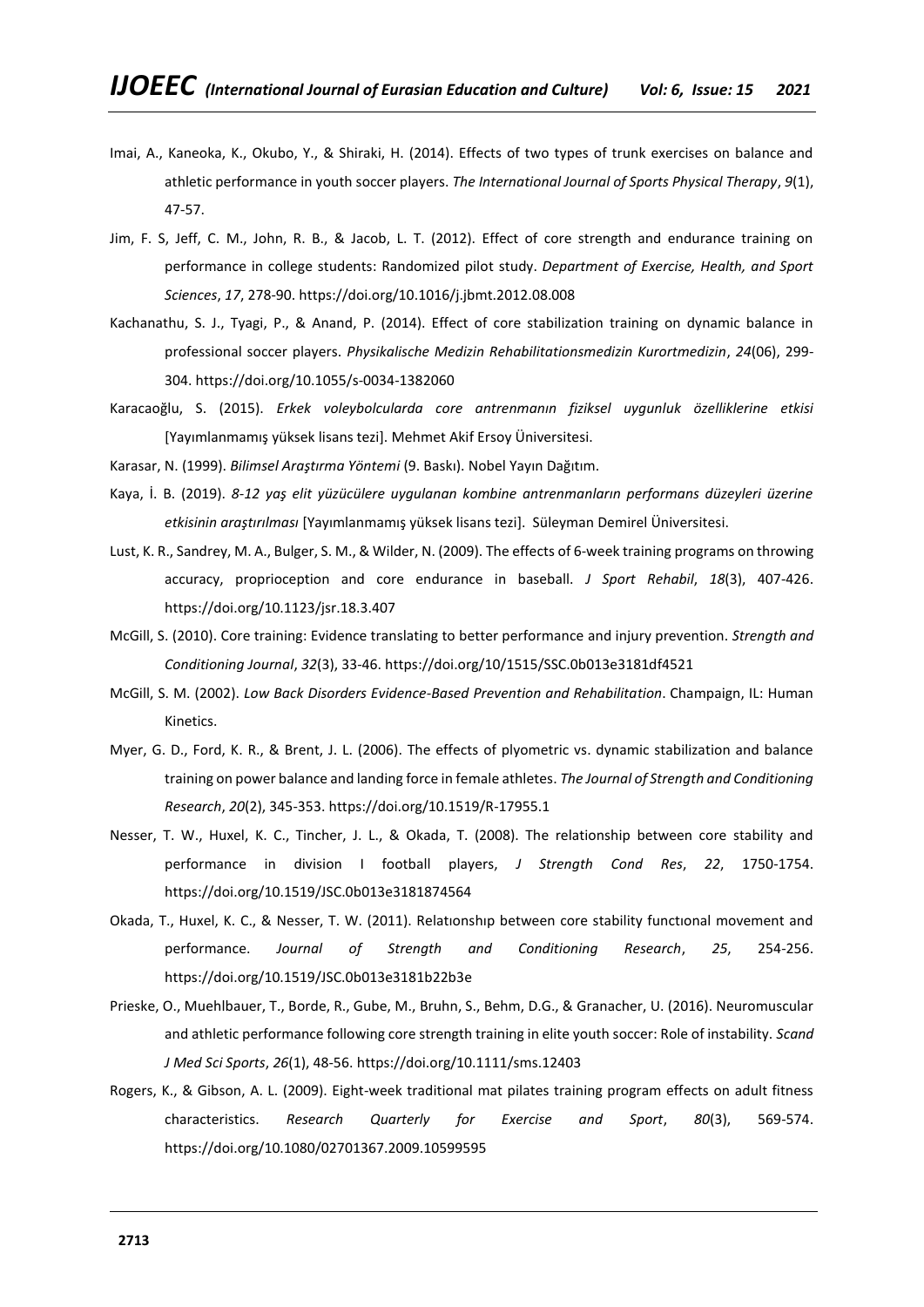Imai, A., Kaneoka, K., Okubo, Y., & Shiraki, H. (2014). Effects of two types of trunk exercises on balance and athletic performance in youth soccer players. *The International Journal of Sports Physical Therapy*, *9*(1), 47-57.

Jim, F. S, Jeff, C. M., John, R. B., & Jacob, L. T. (2012). Effect of core strength and endurance training on performance in college students: Randomized pilot study. *Department of Exercise, Health, and Sport Sciences*, *17*, 278-90. https://doi.org/10.1016/j.jbmt.2012.08.008

Kachanathu, S. J., Tyagi, P., & Anand, P. (2014). Effect of core stabilization training on dynamic balance in professional soccer players. *Physikalische Medizin Rehabilitationsmedizin Kurortmedizin*, *24*(06), 299-304. https://doi.org/10.1055/s-0034-1382060

Karacaoğlu, S. (2015). *Erkek voleybolcularda core antrenmanın fiziksel uygunluk özelliklerine etkisi* [Yayımlanmamış yüksek lisans tezi]. Mehmet Akif Ersoy Üniversitesi.

Karasar, N. (1999). *Bilimsel Araştırma Yöntemi* (9. Baskı). Nobel Yayın Dağıtım.

Kaya, İ. B. (2019). *8-12 yaş elit yüzücülere uygulanan kombine antrenmanların performans düzeyleri üzerine etkisinin araştırılması* [Yayımlanmamış yüksek lisans tezi]. Süleyman Demirel Üniversitesi.

Lust, K. R., Sandrey, M. A., Bulger, S. M., & Wilder, N. (2009). The effects of 6-week training programs on throwing accuracy, proprioception and core endurance in baseball. *J Sport Rehabil*, *18*(3), 407-426. https://doi.org/10.1123/jsr.18.3.407

McGill, S. (2010). Core training: Evidence translating to better performance and injury prevention. *Strength and Conditioning Journal*, *32*(3), 33-46. https://doi.org/10/1515/SSC.0b013e3181df4521

McGill, S. M. (2002). *Low Back Disorders Evidence-Based Prevention and Rehabilitation*. Champaign, IL: Human Kinetics.

Myer, G. D., Ford, K. R., & Brent, J. L. (2006). The effects of plyometric vs. dynamic stabilization and balance training on power balance and landing force in female athletes. *The Journal of Strength and Conditioning Research*, *20*(2), 345-353. https://doi.org/10.1519/R-17955.1

Nesser, T. W., Huxel, K. C., Tincher, J. L., & Okada, T. (2008). The relationship between core stability and performance in division I football players, *J Strength Cond Res*, *22*, 1750-1754. https://doi.org/10.1519/JSC.0b013e3181874564

Okada, T., Huxel, K. C., & Nesser, T. W. (2011). Relatıonshıp between core stability functıonal movement and performance. *Journal of Strength and Conditioning Research*, *25*, 254-256. https://doi.org/10.1519/JSC.0b013e3181b22b3e

Prieske, O., Muehlbauer, T., Borde, R., Gube, M., Bruhn, S., Behm, D.G., & Granacher, U. (2016). Neuromuscular and athletic performance following core strength training in elite youth soccer: Role of instability. *Scand J Med Sci Sports*, *26*(1), 48-56. https://doi.org/10.1111/sms.12403

Rogers, K., & Gibson, A. L. (2009). Eight-week traditional mat pilates training program effects on adult fitness characteristics. *Research Quarterly for Exercise and Sport*, *80*(3), 569-574. https://doi.org/10.1080/02701367.2009.10599595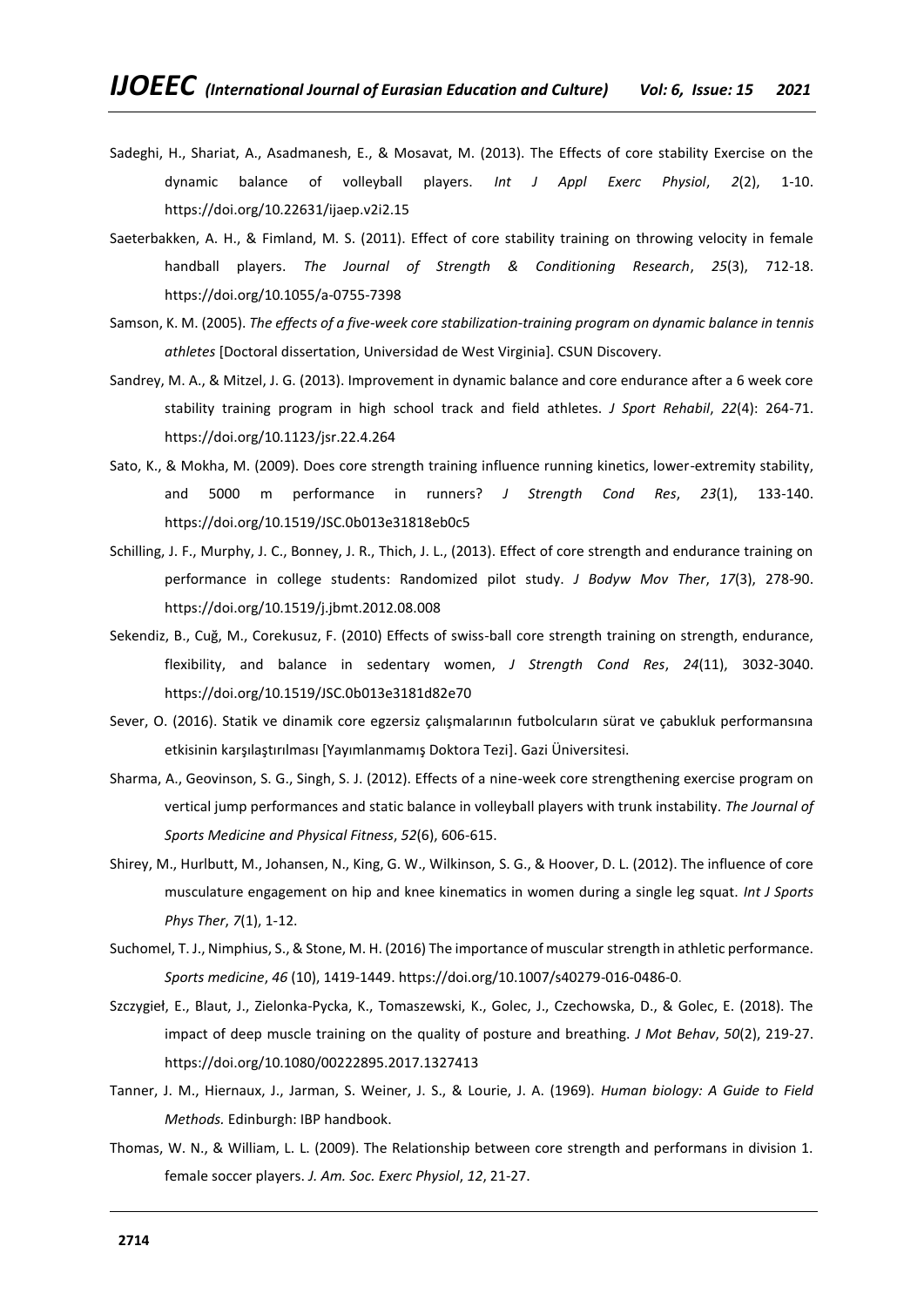Sadeghi, H., Shariat, A., Asadmanesh, E., & Mosavat, M. (2013). The Effects of core stability Exercise on the dynamic balance of volleyball players. *Int J Appl Exerc Physiol*, *2*(2), 1-10. https://doi.org/10.22631/ijaep.v2i2.15

Saeterbakken, A. H., & Fimland, M. S. (2011). Effect of core stability training on throwing velocity in female handball players. *The Journal of Strength & Conditioning Research*, *25*(3), 712-18. https://doi.org/10.1055/a-0755-7398

Samson, K. M. (2005). *The effects of a five-week core stabilization-training program on dynamic balance in tennis athletes* [Doctoral dissertation, Universidad de West Virginia]. CSUN Discovery.

Sandrey, M. A., & Mitzel, J. G. (2013). Improvement in dynamic balance and core endurance after a 6 week core stability training program in high school track and field athletes. *J Sport Rehabil*, *22*(4): 264-71. https://doi.org/10.1123/jsr.22.4.264

Sato, K., & Mokha, M. (2009). Does core strength training influence running kinetics, lower-extremity stability, and 5000 m performance in runners? *J Strength Cond Res*, *23*(1), 133-140. https://doi.org/10.1519/JSC.0b013e31818eb0c5

Schilling, J. F., Murphy, J. C., Bonney, J. R., Thich, J. L., (2013). Effect of core strength and endurance training on performance in college students: Randomized pilot study. *J Bodyw Mov Ther*, *17*(3), 278-90. https://doi.org/10.1519/j.jbmt.2012.08.008

Sekendiz, B., Cuğ, M., Corekusuz, F. (2010) Effects of swiss-ball core strength training on strength, endurance, flexibility, and balance in sedentary women, *J Strength Cond Res*, *24*(11), 3032-3040. https://doi.org/10.1519/JSC.0b013e3181d82e70

Sever, O. (2016). Statik ve dinamik core egzersiz çalışmalarının futbolcuların sürat ve çabukluk performansına etkisinin karşılaştırılması [Yayımlanmamış Doktora Tezi]. Gazi Üniversitesi.

Sharma, A., Geovinson, S. G., Singh, S. J. (2012). Effects of a nine-week core strengthening exercise program on vertical jump performances and static balance in volleyball players with trunk instability. *The Journal of Sports Medicine and Physical Fitness*, *52*(6), 606-615.

Shirey, M., Hurlbutt, M., Johansen, N., King, G. W., Wilkinson, S. G., & Hoover, D. L. (2012). The influence of core musculature engagement on hip and knee kinematics in women during a single leg squat. *Int J Sports Phys Ther*, *7*(1), 1-12.

Suchomel, T. J., Nimphius, S., & Stone, M. H. (2016) The importance of muscular strength in athletic performance. *Sports medicine*, *46* (10), 1419-1449. https://doi.org/10.1007/s40279-016-0486-0.

Szczygieł, E., Blaut, J., Zielonka-Pycka, K., Tomaszewski, K., Golec, J., Czechowska, D., & Golec, E. (2018). The impact of deep muscle training on the quality of posture and breathing. *J Mot Behav*, *50*(2), 219-27. https://doi.org/10.1080/00222895.2017.1327413

Tanner, J. M., Hiernaux, J., Jarman, S. Weiner, J. S., & Lourie, J. A. (1969). *Human biology: A Guide to Field Methods.* Edinburgh: IBP handbook.

Thomas, W. N., & William, L. L. (2009). The Relationship between core strength and performans in division 1. female soccer players. *J. Am. Soc. Exerc Physiol*, *12*, 21-27.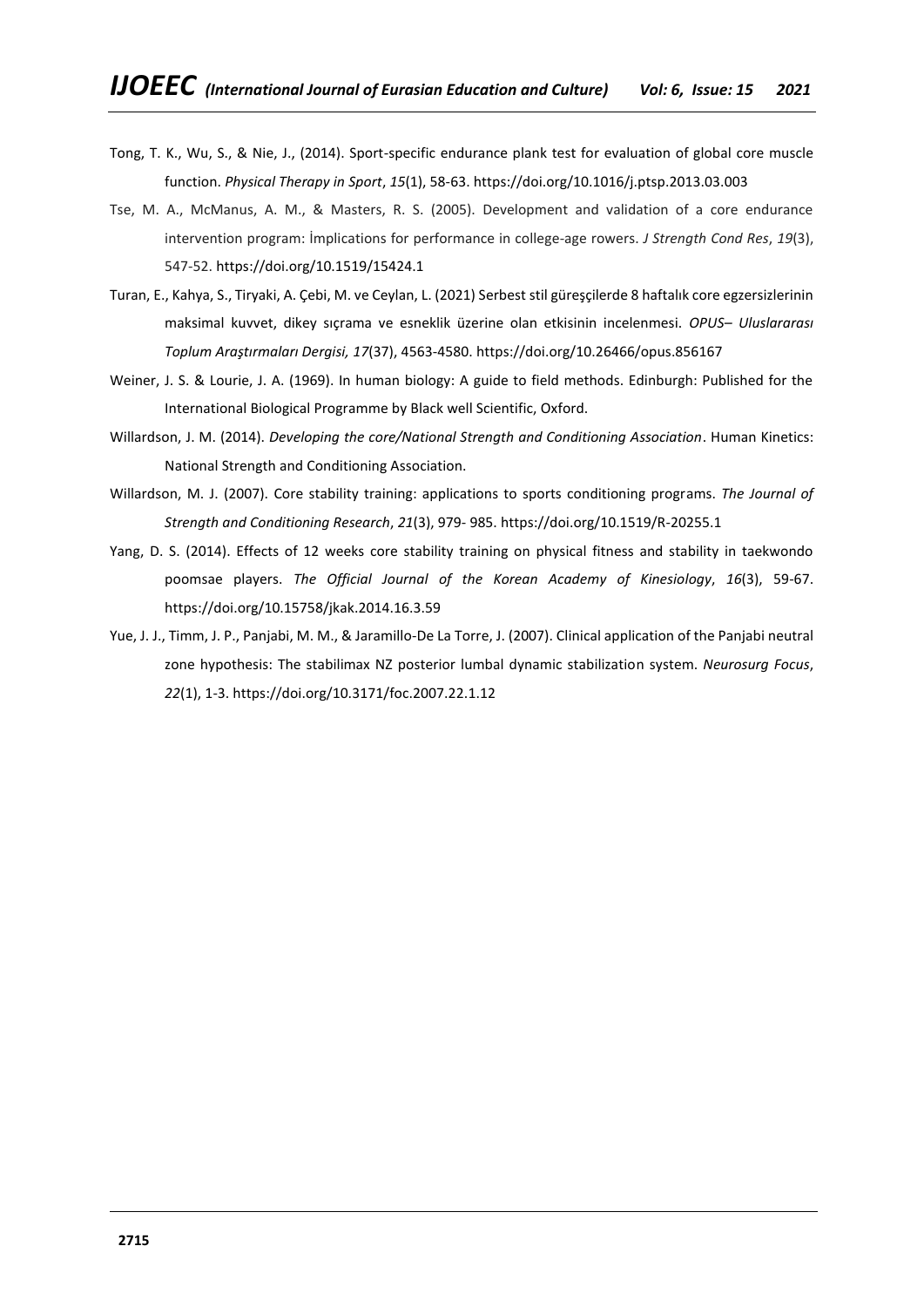Tong, T. K., Wu, S., & Nie, J., (2014). Sport-specific endurance plank test for evaluation of global core muscle function. *Physical Therapy in Sport*, *15*(1), 58-63. https://doi.org/10.1016/j.ptsp.2013.03.003

Tse, M. A., McManus, A. M., & Masters, R. S. (2005). Development and validation of a core endurance intervention program: İmplications for performance in college-age rowers. *J Strength Cond Res*, *19*(3), 547-52. https://doi.org/10.1519/15424.1

Turan, E., Kahya, S., Tiryaki, A. Çebi, M. ve Ceylan, L. (2021) Serbest stil güreşçilerde 8 haftalık core egzersizlerinin maksimal kuvvet, dikey sıçrama ve esneklik üzerine olan etkisinin incelenmesi. *OPUS– Uluslararası Toplum Araştırmaları Dergisi, 17*(37), 4563-4580. https://doi.org/10.26466/opus.856167

Weiner, J. S. & Lourie, J. A. (1969). In human biology: A guide to field methods. Edinburgh: Published for the International Biological Programme by Black well Scientific, Oxford.

Willardson, J. M. (2014). *Developing the core/National Strength and Conditioning Association*. Human Kinetics: National Strength and Conditioning Association.

Willardson, M. J. (2007). Core stability training: applications to sports conditioning programs. *The Journal of Strength and Conditioning Research*, *21*(3), 979- 985. https://doi.org/10.1519/R-20255.1

Yang, D. S. (2014). Effects of 12 weeks core stability training on physical fitness and stability in taekwondo poomsae players. *The Official Journal of the Korean Academy of Kinesiology*, *16*(3), 59-67. https://doi.org/10.15758/jkak.2014.16.3.59

Yue, J. J., Timm, J. P., Panjabi, M. M., & Jaramillo-De La Torre, J. (2007). Clinical application of the Panjabi neutral zone hypothesis: The stabilimax NZ posterior lumbal dynamic stabilization system. *Neurosurg Focus*, *22*(1), 1-3. https://doi.org/10.3171/foc.2007.22.1.12